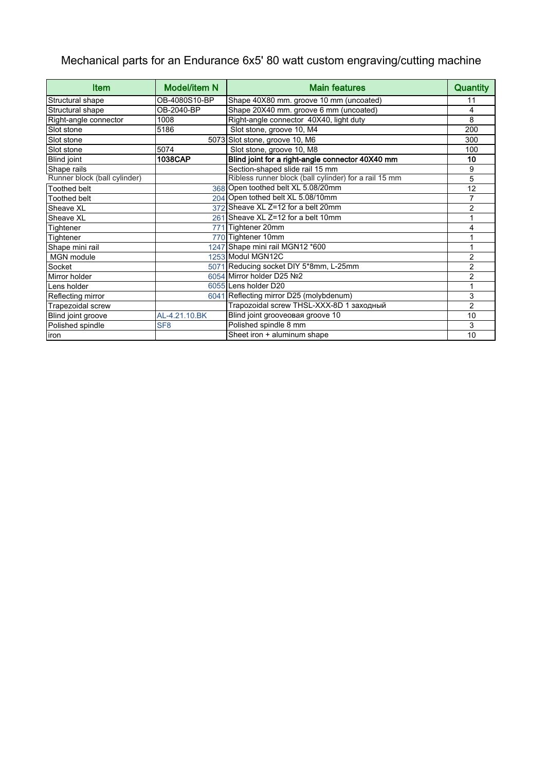# Mechanical parts for an Endurance 6x5' 80 watt custom engraving/cutting machine

| Item | Model/item N | Main features | Quantity |
|---|---|---|---|
| Structural shape | OB-4080S10-BP | Shape 40X80 mm. groove 10 mm (uncoated) | 11 |
| Structural shape | OB-2040-BP | Shape 20X40 mm. groove 6 mm (uncoated) | 4 |
| Right-angle connector | 1008 | Right-angle connector 40X40, light duty | 8 |
| Slot stone | 5186 | Slot stone, groove 10, M4 | 200 |
| Slot stone | 5073 | Slot stone, groove 10, M6 | 300 |
| Slot stone | 5074 | Slot stone, groove 10, M8 | 100 |
| Blind joint | **1038CAP** | **Blind joint for a right-angle connector 40X40 mm** | **10** |
| Shape rails | | Section-shaped slide rail 15 mm | 9 |
| Runner block (ball cylinder) | | Ribless runner block (ball cylinder) for a rail 15 mm | 5 |
| Toothed belt | 368 | Open toothed belt XL 5.08/20mm | 12 |
| Toothed belt | 204 | Open tothed belt XL 5.08/10mm | 7 |
| Sheave XL | 372 | Sheave XL Z=12 for a belt 20mm | 2 |
| Sheave XL | 261 | Sheave XL Z=12 for a belt 10mm | 1 |
| Tightener | 771 | Tightener 20mm | 4 |
| Tightener | 770 | Tightener 10mm | 1 |
| Shape mini rail | 1247 | Shape mini rail MGN12 *600 | 1 |
| MGN module | 1253 | Modul MGN12C | 2 |
| Socket | 5071 | Reducing socket DIY 5*8mm, L-25mm | 2 |
| Mirror holder | 6054 | Mirror holder D25 №2 | 2 |
| Lens holder | 6055 | Lens holder D20 | 1 |
| Reflecting mirror | 6041 | Reflecting mirror D25 (molybdenum) | 3 |
| Trapezoidal screw | | Trapozoidal screw THSL-XXX-8D 1 заходный | 2 |
| Blind joint groove | AL-4.21.10.BK | Blind joint grooveовая groove 10 | 10 |
| Polished spindle | SF8 | Polished spindle 8 mm | 3 |
| iron | | Sheet iron + aluminum shape | 10 |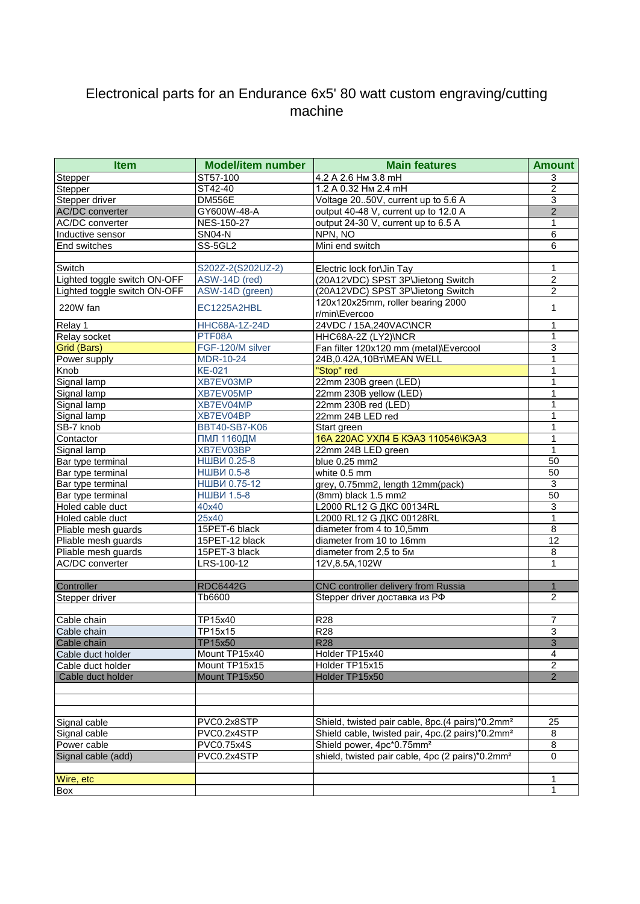# Electronical parts for an Endurance 6x5' 80 watt custom engraving/cutting machine

| Item | Model/item number | Main features | Amount |
|---|---|---|---|
| Stepper | ST57-100 | 4.2 A 2.6 Нм 3.8 mH | 3 |
| Stepper | ST42-40 | 1.2 A 0.32 Нм 2.4 mH | 2 |
| Stepper driver | DM556E | Voltage 20..50V, current up to 5.6 A | 3 |
| AC/DC converter | GY600W-48-A | output 40-48 V, current up to 12.0 A | 2 |
| AC/DC converter | NES-150-27 | output 24-30 V, current up to 6.5 A | 1 |
| Inductive sensor | SN04-N | NPN, NO | 6 |
| End switches | SS-5GL2 | Mini end switch | 6 |
| | | | |
| Switch | S202Z-2(S202UZ-2) | Electric lock for\Jin Tay | 1 |
| Lighted toggle switch ON-OFF | ASW-14D (red) | (20A12VDC) SPST 3P\Jietong Switch | 2 |
| Lighted toggle switch ON-OFF | ASW-14D (green) | (20A12VDC) SPST 3P\Jietong Switch | 2 |
| 220W fan | EC1225A2HBL | 120x120x25mm, roller bearing 2000 r/min\Evercoo | 1 |
| Relay 1 | HHC68A-1Z-24D | 24VDC / 15A,240VAC\NCR | 1 |
| Relay socket | PTF08A | HHC68A-2Z (LY2)\NCR | 1 |
| Grid (Bars) | FGF-120/M silver | Fan filter 120x120 mm (metal)\Evercool | 3 |
| Power supply | MDR-10-24 | 24В,0.42А,10Вт\MEAN WELL | 1 |
| Knob | KE-021 | "Stop" red | 1 |
| Signal lamp | XB7EV03MP | 22mm 230В green (LED) | 1 |
| Signal lamp | XB7EV05MP | 22mm 230В yellow (LED) | 1 |
| Signal lamp | XB7EV04MP | 22mm 230В red (LED) | 1 |
| Signal lamp | XB7EV04BP | 22mm 24В LED red | 1 |
| SB-7 knob | BBT40-SB7-K06 | Start green | 1 |
| Contactor | ПМЛ 1160ДМ | 16А 220АС УХЛ4 Б КЭАЗ 110546\КЭАЗ | 1 |
| Signal lamp | XB7EV03BP | 22mm 24В LED green | 1 |
| Bar type terminal | НШВИ 0.25-8 | blue 0.25 mm2 | 50 |
| Bar type terminal | НШВИ 0.5-8 | white 0.5 mm | 50 |
| Bar type terminal | НШВИ 0.75-12 | grey, 0.75mm2, length 12mm(pack) | 3 |
| Bar type terminal | НШВИ 1.5-8 | (8mm) black 1.5 mm2 | 50 |
| Holed cable duct | 40x40 | L2000 RL12 G ДКС 00134RL | 3 |
| Holed cable duct | 25x40 | L2000 RL12 G ДКС 00128RL | 1 |
| Pliable mesh guards | 15PET-6 black | diameter from 4 to 10,5mm | 8 |
| Pliable mesh guards | 15PET-12 black | diameter from 10 to 16mm | 12 |
| Pliable mesh guards | 15PET-3 black | diameter from 2,5 to 5м | 8 |
| AC/DC converter | LRS-100-12 | 12V,8.5A,102W | 1 |
| | | | |
| Controller | RDC6442G | CNC controller delivery from Russia | 1 |
| Stepper driver | Tb6600 | Stepper driver доставка из РФ | 2 |
| | | | |
| Cable chain | TP15x40 | R28 | 7 |
| Cable chain | TP15x15 | R28 | 3 |
| Cable chain | TP15x50 | R28 | 3 |
| Cable duct holder | Mount TP15x40 | Holder TP15x40 | 4 |
| Cable duct holder | Mount TP15x15 | Holder TP15x15 | 2 |
| Cable duct holder | Mount TP15x50 | Holder TP15x50 | 2 |
| | | | |
| | | | |
| | | | |
| Signal cable | PVC0.2x8STP | Shield, twisted pair cable, 8pc.(4 pairs)*0.2mm² | 25 |
| Signal cable | PVC0.2x4STP | Shield cable, twisted pair, 4pc.(2 pairs)*0.2mm² | 8 |
| Power cable | PVC0.75x4S | Shield power, 4pc*0.75mm² | 8 |
| Signal cable (add) | PVC0.2x4STP | shield, twisted pair cable, 4pc (2 pairs)*0.2mm² | 0 |
| | | | |
| Wire, etc | | | 1 |
| Box | | | 1 |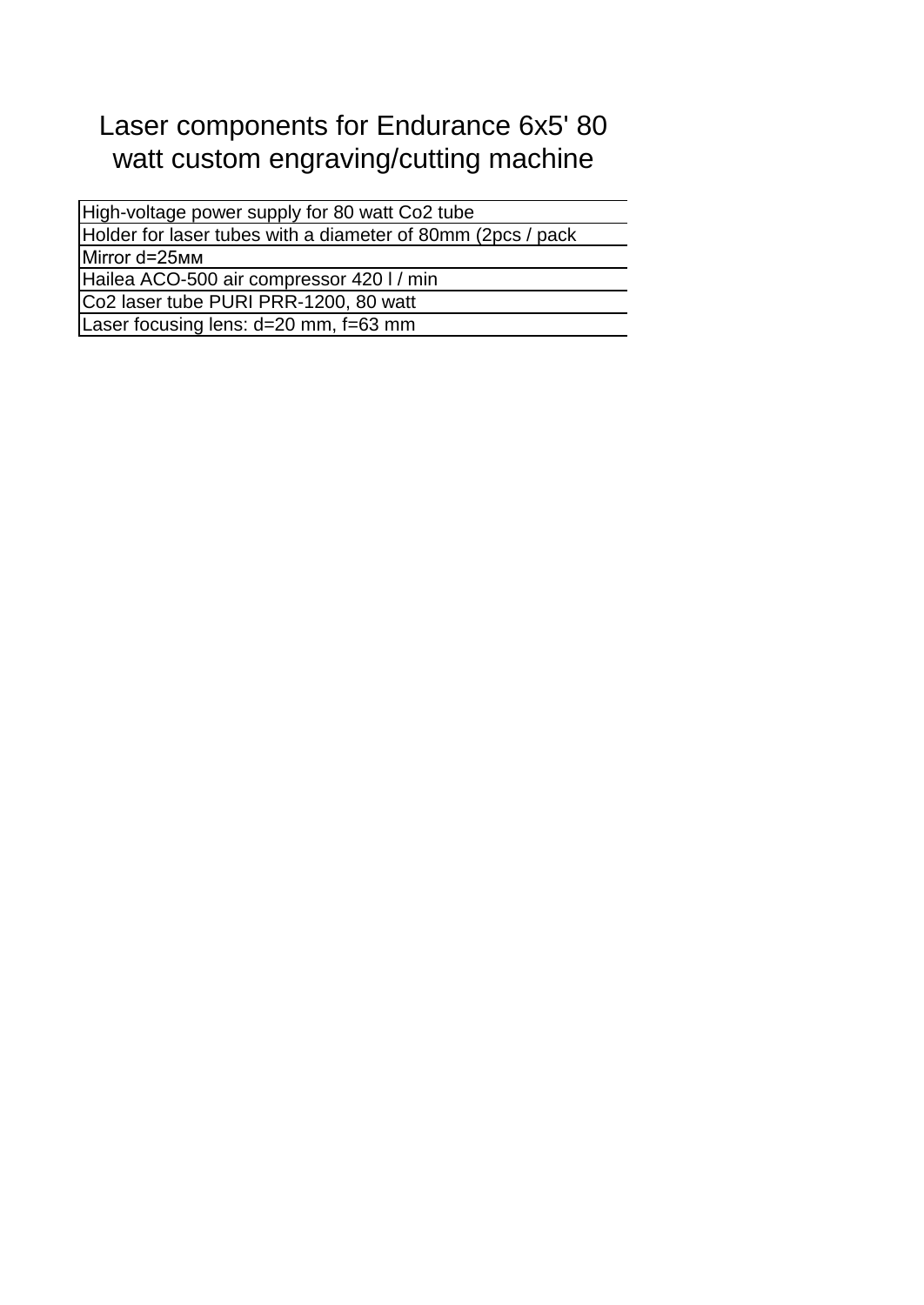# Laser components for Endurance 6x5' 80 watt custom engraving/cutting machine

| |
|---|
| High-voltage power supply for 80 watt Co2 tube |
| Holder for laser tubes with a diameter of 80mm (2pcs / pack |
| Mirror d=25мм |
| Hailea ACO-500 air compressor 420 l / min |
| Co2 laser tube PURI PRR-1200, 80 watt |
| Laser focusing lens: d=20 mm, f=63 mm |